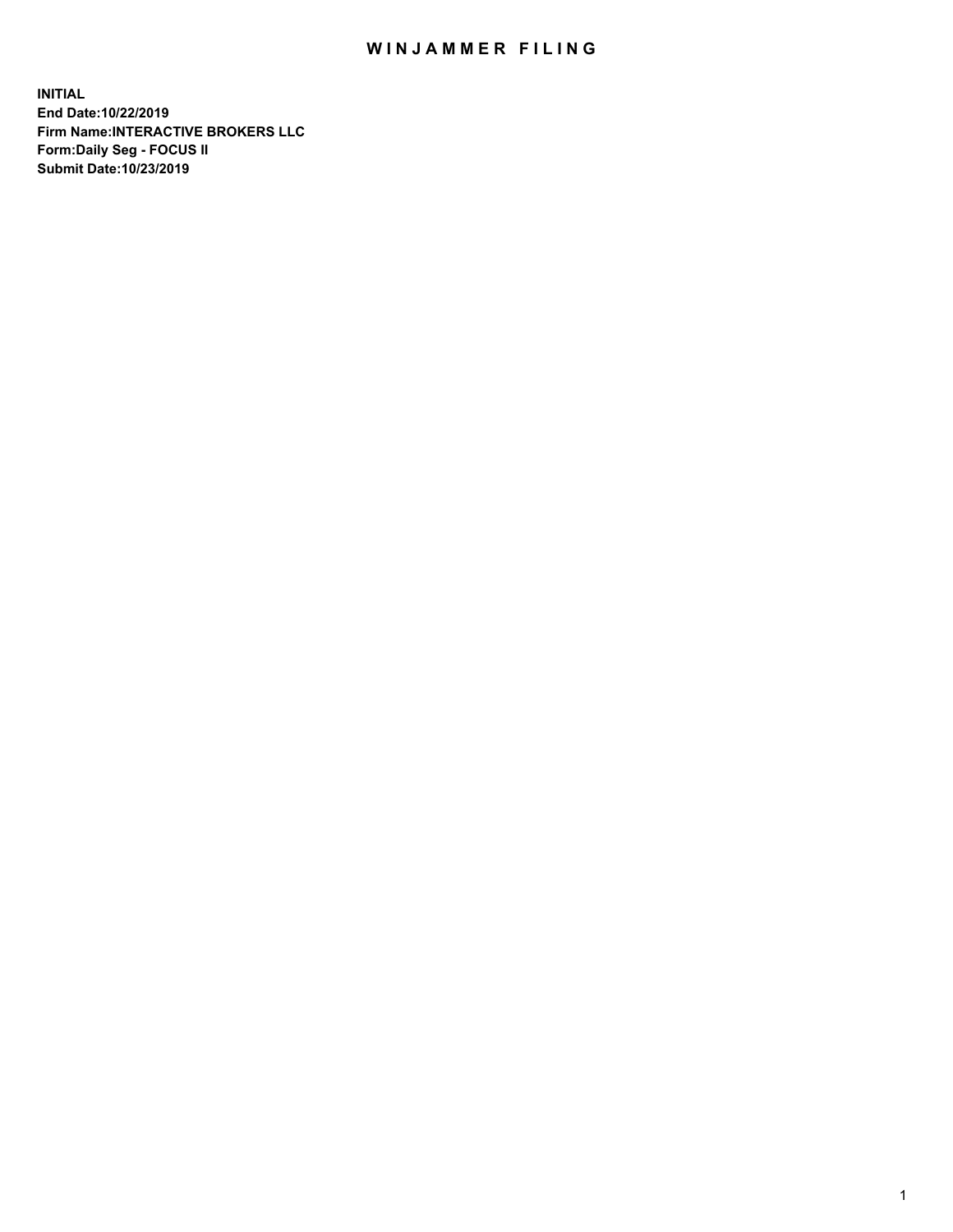# WINJAMMER FILING

**INITIAL**
**End Date:10/22/2019**
**Firm Name:INTERACTIVE BROKERS LLC**
**Form:Daily Seg - FOCUS II**
**Submit Date:10/23/2019**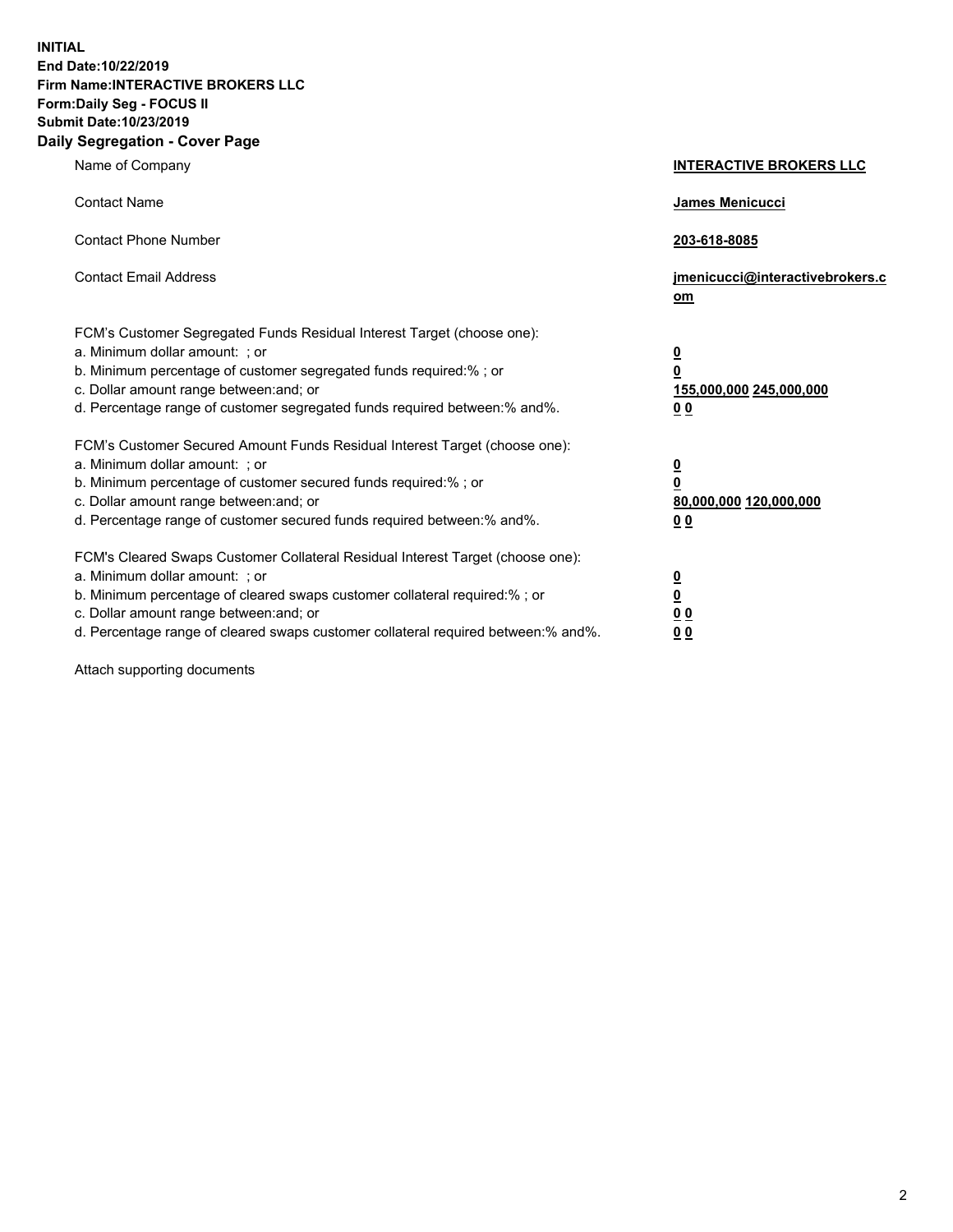**INITIAL**
**End Date:10/22/2019**
**Firm Name:INTERACTIVE BROKERS LLC**
**Form:Daily Seg - FOCUS II**
**Submit Date:10/23/2019**
**Daily Segregation - Cover Page**

| | |
|---|---|
| Name of Company | **INTERACTIVE BROKERS LLC** |
| Contact Name | **James Menicucci** |
| Contact Phone Number | **203-618-8085** |
| Contact Email Address | **jmenicucci@interactivebrokers.com** |

FCM's Customer Segregated Funds Residual Interest Target (choose one):

| | |
|---|---|
| a. Minimum dollar amount: ; or | **0** |
| b. Minimum percentage of customer segregated funds required:% ; or | **0** |
| c. Dollar amount range between:and; or | **155,000,000 245,000,000** |
| d. Percentage range of customer segregated funds required between:% and%. | **0 0** |

FCM's Customer Secured Amount Funds Residual Interest Target (choose one):

| | |
|---|---|
| a. Minimum dollar amount: ; or | **0** |
| b. Minimum percentage of customer secured funds required:% ; or | **0** |
| c. Dollar amount range between:and; or | **80,000,000 120,000,000** |
| d. Percentage range of customer secured funds required between:% and%. | **0 0** |

FCM's Cleared Swaps Customer Collateral Residual Interest Target (choose one):

| | |
|---|---|
| a. Minimum dollar amount: ; or | **0** |
| b. Minimum percentage of cleared swaps customer collateral required:% ; or | **0** |
| c. Dollar amount range between:and; or | **0 0** |
| d. Percentage range of cleared swaps customer collateral required between:% and%. | **0 0** |

Attach supporting documents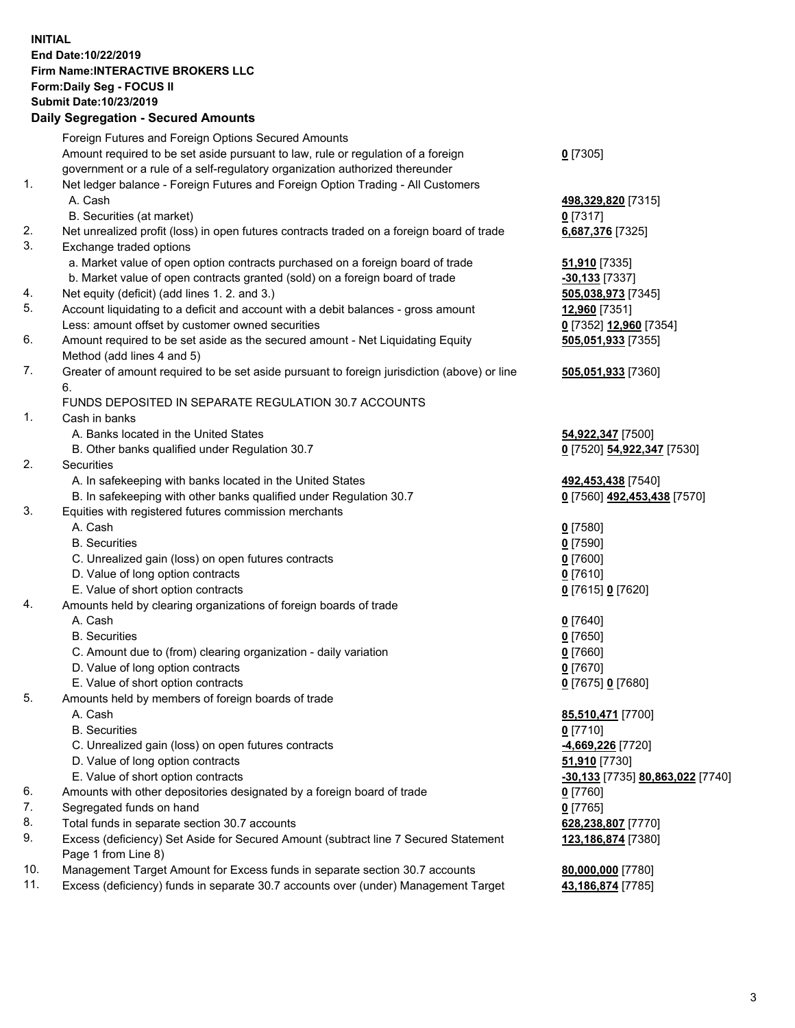**INITIAL**
**End Date:10/22/2019**
**Firm Name:INTERACTIVE BROKERS LLC**
**Form:Daily Seg - FOCUS II**
**Submit Date:10/23/2019**

## Daily Segregation - Secured Amounts

| | | |
|---|---|---|
| | Foreign Futures and Foreign Options Secured Amounts | |
| | Amount required to be set aside pursuant to law, rule or regulation of a foreign government or a rule of a self-regulatory organization authorized thereunder | **0** [7305] |
| 1. | Net ledger balance - Foreign Futures and Foreign Option Trading - All Customers | |
| | A. Cash | **498,329,820** [7315] |
| | B. Securities (at market) | **0** [7317] |
| 2. | Net unrealized profit (loss) in open futures contracts traded on a foreign board of trade | **6,687,376** [7325] |
| 3. | Exchange traded options | |
| | a. Market value of open option contracts purchased on a foreign board of trade | **51,910** [7335] |
| | b. Market value of open contracts granted (sold) on a foreign board of trade | **-30,133** [7337] |
| 4. | Net equity (deficit) (add lines 1. 2. and 3.) | **505,038,973** [7345] |
| 5. | Account liquidating to a deficit and account with a debit balances - gross amount | **12,960** [7351] |
| | Less: amount offset by customer owned securities | **0** [7352] **12,960** [7354] |
| 6. | Amount required to be set aside as the secured amount - Net Liquidating Equity Method (add lines 4 and 5) | **505,051,933** [7355] |
| 7. | Greater of amount required to be set aside pursuant to foreign jurisdiction (above) or line 6. | **505,051,933** [7360] |
| | FUNDS DEPOSITED IN SEPARATE REGULATION 30.7 ACCOUNTS | |
| 1. | Cash in banks | |
| | A. Banks located in the United States | **54,922,347** [7500] |
| | B. Other banks qualified under Regulation 30.7 | **0** [7520] **54,922,347** [7530] |
| 2. | Securities | |
| | A. In safekeeping with banks located in the United States | **492,453,438** [7540] |
| | B. In safekeeping with other banks qualified under Regulation 30.7 | **0** [7560] **492,453,438** [7570] |
| 3. | Equities with registered futures commission merchants | |
| | A. Cash | **0** [7580] |
| | B. Securities | **0** [7590] |
| | C. Unrealized gain (loss) on open futures contracts | **0** [7600] |
| | D. Value of long option contracts | **0** [7610] |
| | E. Value of short option contracts | **0** [7615] **0** [7620] |
| 4. | Amounts held by clearing organizations of foreign boards of trade | |
| | A. Cash | **0** [7640] |
| | B. Securities | **0** [7650] |
| | C. Amount due to (from) clearing organization - daily variation | **0** [7660] |
| | D. Value of long option contracts | **0** [7670] |
| | E. Value of short option contracts | **0** [7675] **0** [7680] |
| 5. | Amounts held by members of foreign boards of trade | |
| | A. Cash | **85,510,471** [7700] |
| | B. Securities | **0** [7710] |
| | C. Unrealized gain (loss) on open futures contracts | **-4,669,226** [7720] |
| | D. Value of long option contracts | **51,910** [7730] |
| | E. Value of short option contracts | **-30,133** [7735] **80,863,022** [7740] |
| 6. | Amounts with other depositories designated by a foreign board of trade | **0** [7760] |
| 7. | Segregated funds on hand | **0** [7765] |
| 8. | Total funds in separate section 30.7 accounts | **628,238,807** [7770] |
| 9. | Excess (deficiency) Set Aside for Secured Amount (subtract line 7 Secured Statement Page 1 from Line 8) | **123,186,874** [7380] |
| 10. | Management Target Amount for Excess funds in separate section 30.7 accounts | **80,000,000** [7780] |
| 11. | Excess (deficiency) funds in separate 30.7 accounts over (under) Management Target | **43,186,874** [7785] |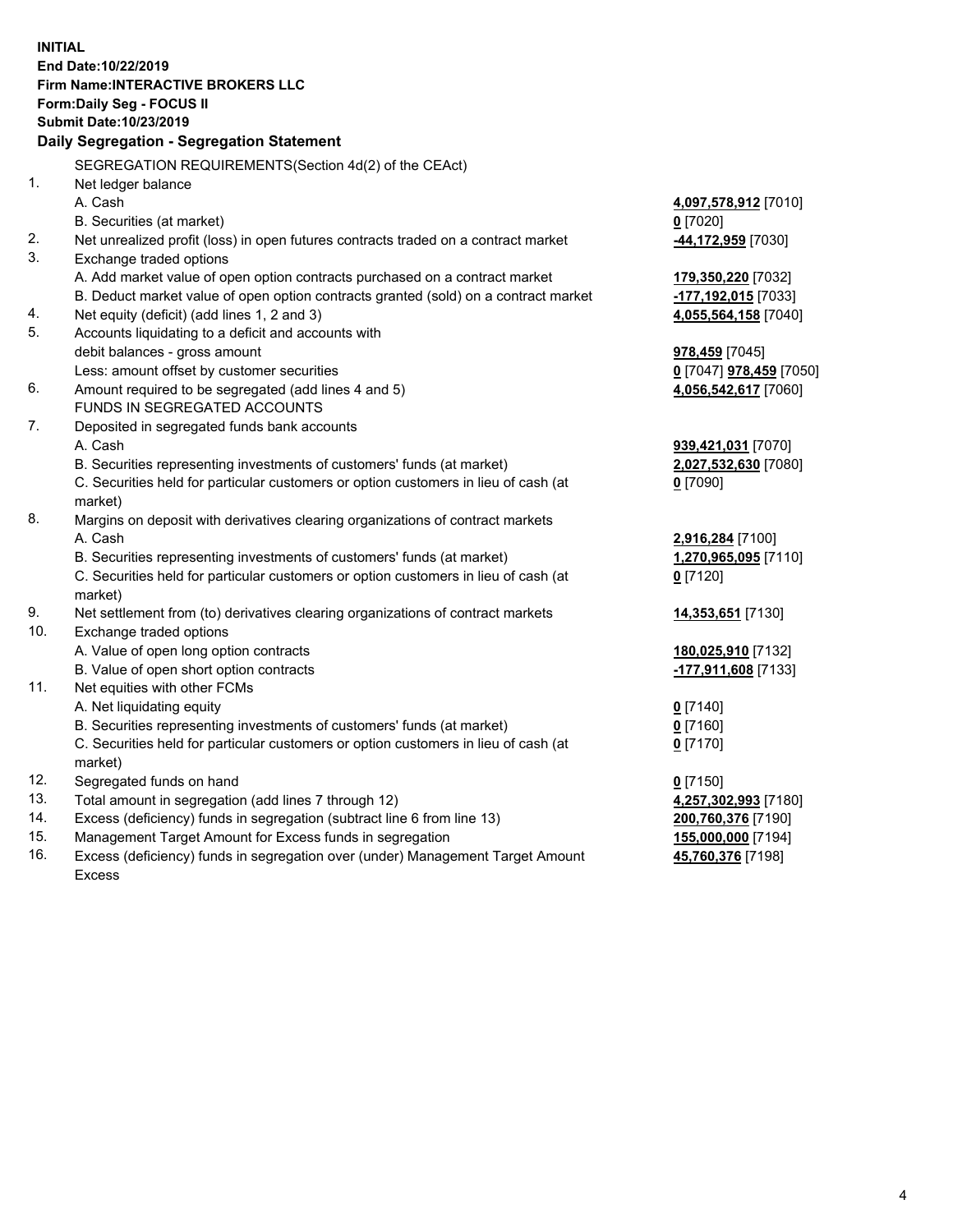**INITIAL**
**End Date:10/22/2019**
**Firm Name:INTERACTIVE BROKERS LLC**
**Form:Daily Seg - FOCUS II**
**Submit Date:10/23/2019**

## Daily Segregation - Segregation Statement

| | SEGREGATION REQUIREMENTS(Section 4d(2) of the CEAct) | |
|---|---|---|
| 1. | Net ledger balance | |
| | A. Cash | **4,097,578,912** [7010] |
| | B. Securities (at market) | **0** [7020] |
| 2. | Net unrealized profit (loss) in open futures contracts traded on a contract market | **-44,172,959** [7030] |
| 3. | Exchange traded options | |
| | A. Add market value of open option contracts purchased on a contract market | **179,350,220** [7032] |
| | B. Deduct market value of open option contracts granted (sold) on a contract market | **-177,192,015** [7033] |
| 4. | Net equity (deficit) (add lines 1, 2 and 3) | **4,055,564,158** [7040] |
| 5. | Accounts liquidating to a deficit and accounts with debit balances - gross amount | **978,459** [7045] |
| | Less: amount offset by customer securities | **0** [7047] **978,459** [7050] |
| 6. | Amount required to be segregated (add lines 4 and 5) | **4,056,542,617** [7060] |
| | FUNDS IN SEGREGATED ACCOUNTS | |
| 7. | Deposited in segregated funds bank accounts | |
| | A. Cash | **939,421,031** [7070] |
| | B. Securities representing investments of customers' funds (at market) | **2,027,532,630** [7080] |
| | C. Securities held for particular customers or option customers in lieu of cash (at market) | **0** [7090] |
| 8. | Margins on deposit with derivatives clearing organizations of contract markets | |
| | A. Cash | **2,916,284** [7100] |
| | B. Securities representing investments of customers' funds (at market) | **1,270,965,095** [7110] |
| | C. Securities held for particular customers or option customers in lieu of cash (at market) | **0** [7120] |
| 9. | Net settlement from (to) derivatives clearing organizations of contract markets | **14,353,651** [7130] |
| 10. | Exchange traded options | |
| | A. Value of open long option contracts | **180,025,910** [7132] |
| | B. Value of open short option contracts | **-177,911,608** [7133] |
| 11. | Net equities with other FCMs | |
| | A. Net liquidating equity | **0** [7140] |
| | B. Securities representing investments of customers' funds (at market) | **0** [7160] |
| | C. Securities held for particular customers or option customers in lieu of cash (at market) | **0** [7170] |
| 12. | Segregated funds on hand | **0** [7150] |
| 13. | Total amount in segregation (add lines 7 through 12) | **4,257,302,993** [7180] |
| 14. | Excess (deficiency) funds in segregation (subtract line 6 from line 13) | **200,760,376** [7190] |
| 15. | Management Target Amount for Excess funds in segregation | **155,000,000** [7194] |
| 16. | Excess (deficiency) funds in segregation over (under) Management Target Amount Excess | **45,760,376** [7198] |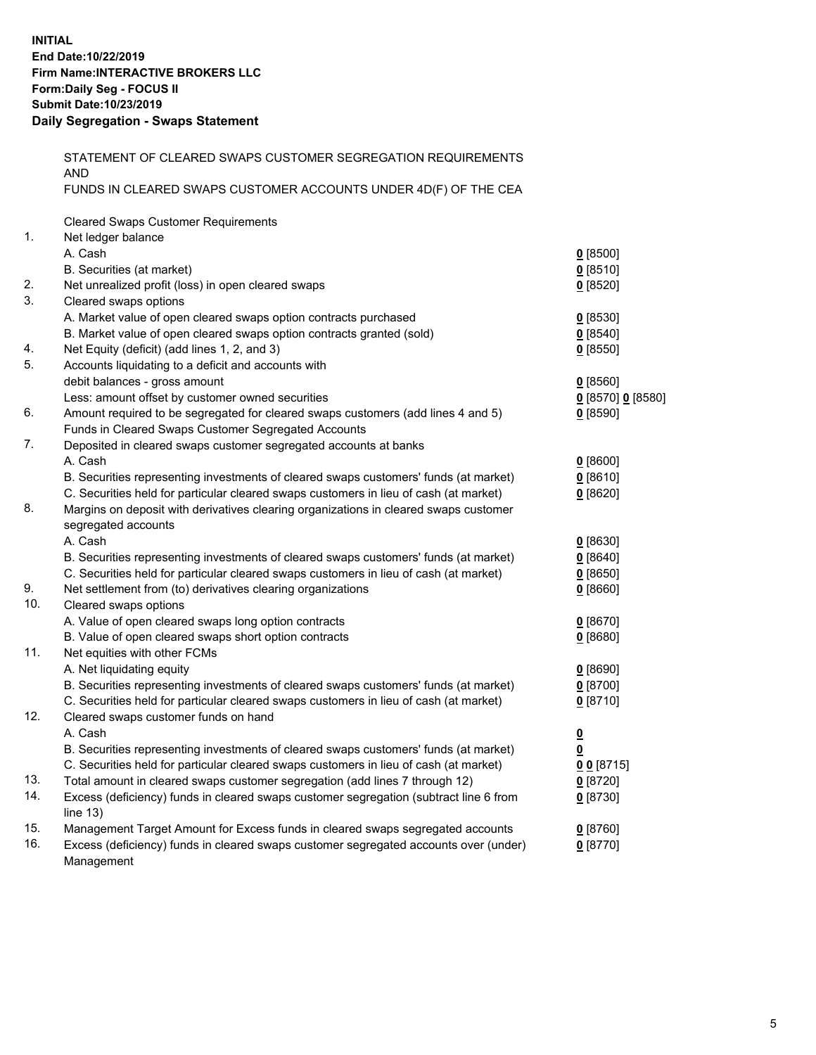**INITIAL**
**End Date:10/22/2019**
**Firm Name:INTERACTIVE BROKERS LLC**
**Form:Daily Seg - FOCUS II**
**Submit Date:10/23/2019**
**Daily Segregation - Swaps Statement**

STATEMENT OF CLEARED SWAPS CUSTOMER SEGREGATION REQUIREMENTS
AND
FUNDS IN CLEARED SWAPS CUSTOMER ACCOUNTS UNDER 4D(F) OF THE CEA

| | | |
|---|---|---|
| | Cleared Swaps Customer Requirements | |
| 1. | Net ledger balance | |
| | A. Cash | 0 [8500] |
| | B. Securities (at market) | 0 [8510] |
| 2. | Net unrealized profit (loss) in open cleared swaps | 0 [8520] |
| 3. | Cleared swaps options | |
| | A. Market value of open cleared swaps option contracts purchased | 0 [8530] |
| | B. Market value of open cleared swaps option contracts granted (sold) | 0 [8540] |
| 4. | Net Equity (deficit) (add lines 1, 2, and 3) | 0 [8550] |
| 5. | Accounts liquidating to a deficit and accounts with | |
| | debit balances - gross amount | 0 [8560] |
| | Less: amount offset by customer owned securities | 0 [8570] 0 [8580] |
| 6. | Amount required to be segregated for cleared swaps customers (add lines 4 and 5) | 0 [8590] |
| | Funds in Cleared Swaps Customer Segregated Accounts | |
| 7. | Deposited in cleared swaps customer segregated accounts at banks | |
| | A. Cash | 0 [8600] |
| | B. Securities representing investments of cleared swaps customers' funds (at market) | 0 [8610] |
| | C. Securities held for particular cleared swaps customers in lieu of cash (at market) | 0 [8620] |
| 8. | Margins on deposit with derivatives clearing organizations in cleared swaps customer segregated accounts | |
| | A. Cash | 0 [8630] |
| | B. Securities representing investments of cleared swaps customers' funds (at market) | 0 [8640] |
| | C. Securities held for particular cleared swaps customers in lieu of cash (at market) | 0 [8650] |
| 9. | Net settlement from (to) derivatives clearing organizations | 0 [8660] |
| 10. | Cleared swaps options | |
| | A. Value of open cleared swaps long option contracts | 0 [8670] |
| | B. Value of open cleared swaps short option contracts | 0 [8680] |
| 11. | Net equities with other FCMs | |
| | A. Net liquidating equity | 0 [8690] |
| | B. Securities representing investments of cleared swaps customers' funds (at market) | 0 [8700] |
| | C. Securities held for particular cleared swaps customers in lieu of cash (at market) | 0 [8710] |
| 12. | Cleared swaps customer funds on hand | |
| | A. Cash | 0 |
| | B. Securities representing investments of cleared swaps customers' funds (at market) | 0 |
| | C. Securities held for particular cleared swaps customers in lieu of cash (at market) | 0 0 [8715] |
| 13. | Total amount in cleared swaps customer segregation (add lines 7 through 12) | 0 [8720] |
| 14. | Excess (deficiency) funds in cleared swaps customer segregation (subtract line 6 from line 13) | 0 [8730] |
| 15. | Management Target Amount for Excess funds in cleared swaps segregated accounts | 0 [8760] |
| 16. | Excess (deficiency) funds in cleared swaps customer segregated accounts over (under) Management | 0 [8770] |